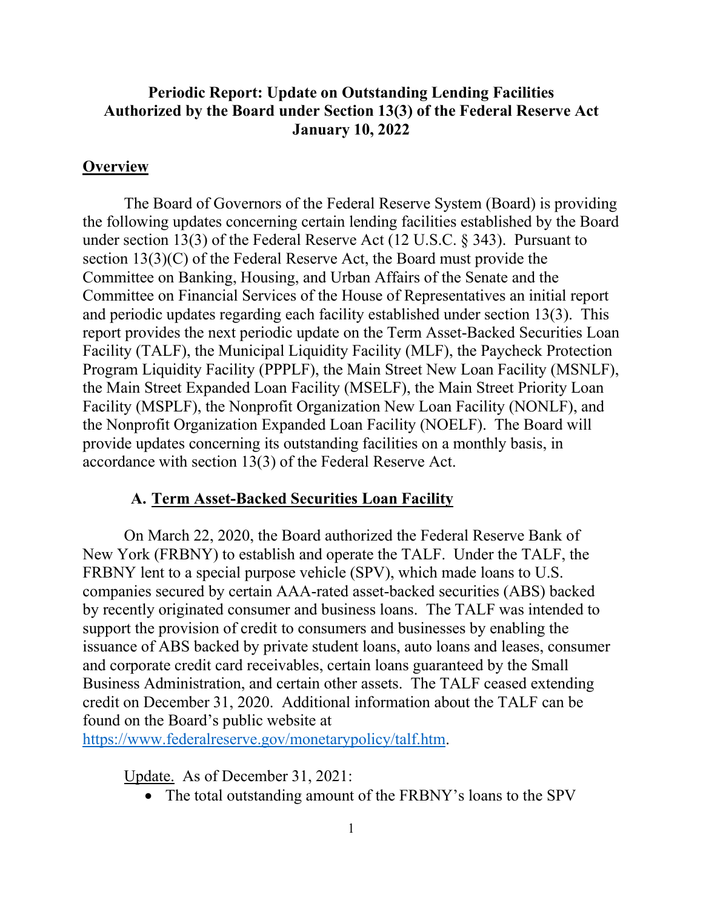# Periodic Report: Update on Outstanding Lending Facilities Authorized by the Board under Section 13(3) of the Federal Reserve Act January 10, 2022

## Overview

The Board of Governors of the Federal Reserve System (Board) is providing the following updates concerning certain lending facilities established by the Board under section 13(3) of the Federal Reserve Act (12 U.S.C. § 343). Pursuant to section 13(3)(C) of the Federal Reserve Act, the Board must provide the Committee on Banking, Housing, and Urban Affairs of the Senate and the Committee on Financial Services of the House of Representatives an initial report and periodic updates regarding each facility established under section 13(3). This report provides the next periodic update on the Term Asset-Backed Securities Loan Facility (TALF), the Municipal Liquidity Facility (MLF), the Paycheck Protection Program Liquidity Facility (PPPLF), the Main Street New Loan Facility (MSNLF), the Main Street Expanded Loan Facility (MSELF), the Main Street Priority Loan Facility (MSPLF), the Nonprofit Organization New Loan Facility (NONLF), and the Nonprofit Organization Expanded Loan Facility (NOELF). The Board will provide updates concerning its outstanding facilities on a monthly basis, in accordance with section 13(3) of the Federal Reserve Act.

### A. Term Asset-Backed Securities Loan Facility

On March 22, 2020, the Board authorized the Federal Reserve Bank of New York (FRBNY) to establish and operate the TALF. Under the TALF, the FRBNY lent to a special purpose vehicle (SPV), which made loans to U.S. companies secured by certain AAA-rated asset-backed securities (ABS) backed by recently originated consumer and business loans. The TALF was intended to support the provision of credit to consumers and businesses by enabling the issuance of ABS backed by private student loans, auto loans and leases, consumer and corporate credit card receivables, certain loans guaranteed by the Small Business Administration, and certain other assets. The TALF ceased extending credit on December 31, 2020. Additional information about the TALF can be found on the Board's public website at [https://www.federalreserve.gov/monetarypolicy/talf.htm](https://www.federalreserve.gov/monetarypolicy/talf.htm).

Update. As of December 31, 2021:

- The total outstanding amount of the FRBNY's loans to the SPV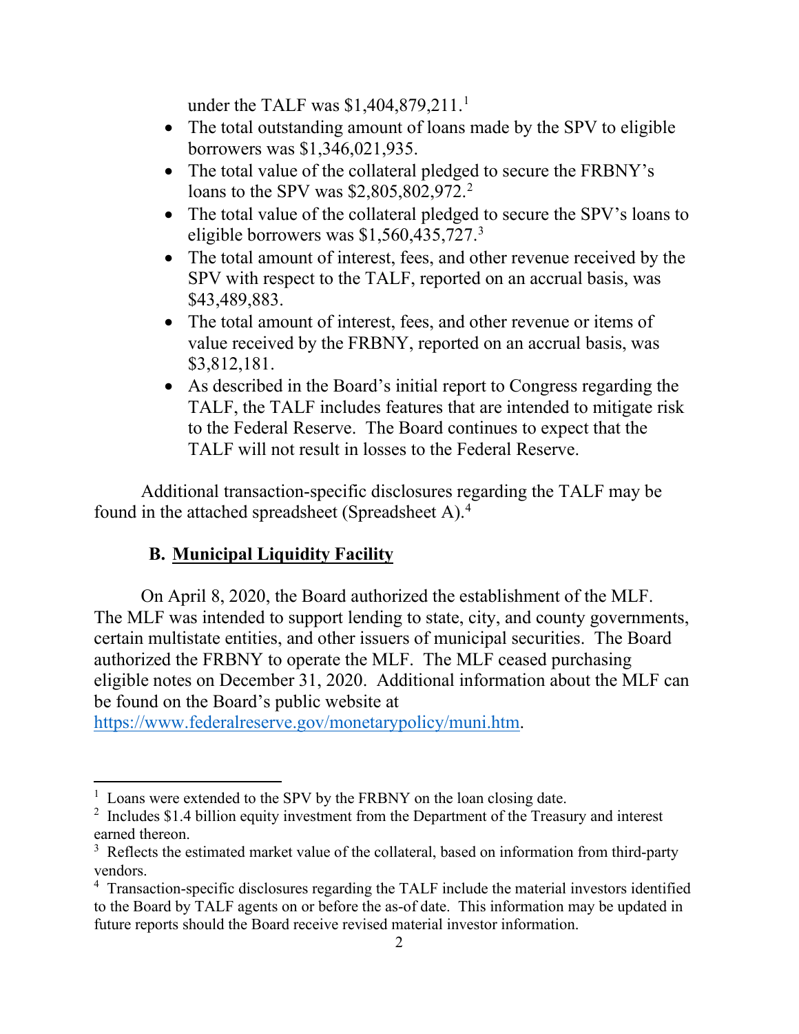under the TALF was $1,404,879,211.[1]

- The total outstanding amount of loans made by the SPV to eligible borrowers was $1,346,021,935.
- The total value of the collateral pledged to secure the FRBNY's loans to the SPV was $2,805,802,972.[2]
- The total value of the collateral pledged to secure the SPV's loans to eligible borrowers was $1,560,435,727.[3]
- The total amount of interest, fees, and other revenue received by the SPV with respect to the TALF, reported on an accrual basis, was $43,489,883.
- The total amount of interest, fees, and other revenue or items of value received by the FRBNY, reported on an accrual basis, was $3,812,181.
- As described in the Board's initial report to Congress regarding the TALF, the TALF includes features that are intended to mitigate risk to the Federal Reserve. The Board continues to expect that the TALF will not result in losses to the Federal Reserve.

Additional transaction-specific disclosures regarding the TALF may be found in the attached spreadsheet (Spreadsheet A).[4]

## B. Municipal Liquidity Facility

On April 8, 2020, the Board authorized the establishment of the MLF. The MLF was intended to support lending to state, city, and county governments, certain multistate entities, and other issuers of municipal securities. The Board authorized the FRBNY to operate the MLF. The MLF ceased purchasing eligible notes on December 31, 2020. Additional information about the MLF can be found on the Board's public website at https://www.federalreserve.gov/monetarypolicy/muni.htm.

---

[1] Loans were extended to the SPV by the FRBNY on the loan closing date.

[2] Includes $1.4 billion equity investment from the Department of the Treasury and interest earned thereon.

[3] Reflects the estimated market value of the collateral, based on information from third-party vendors.

[4] Transaction-specific disclosures regarding the TALF include the material investors identified to the Board by TALF agents on or before the as-of date. This information may be updated in future reports should the Board receive revised material investor information.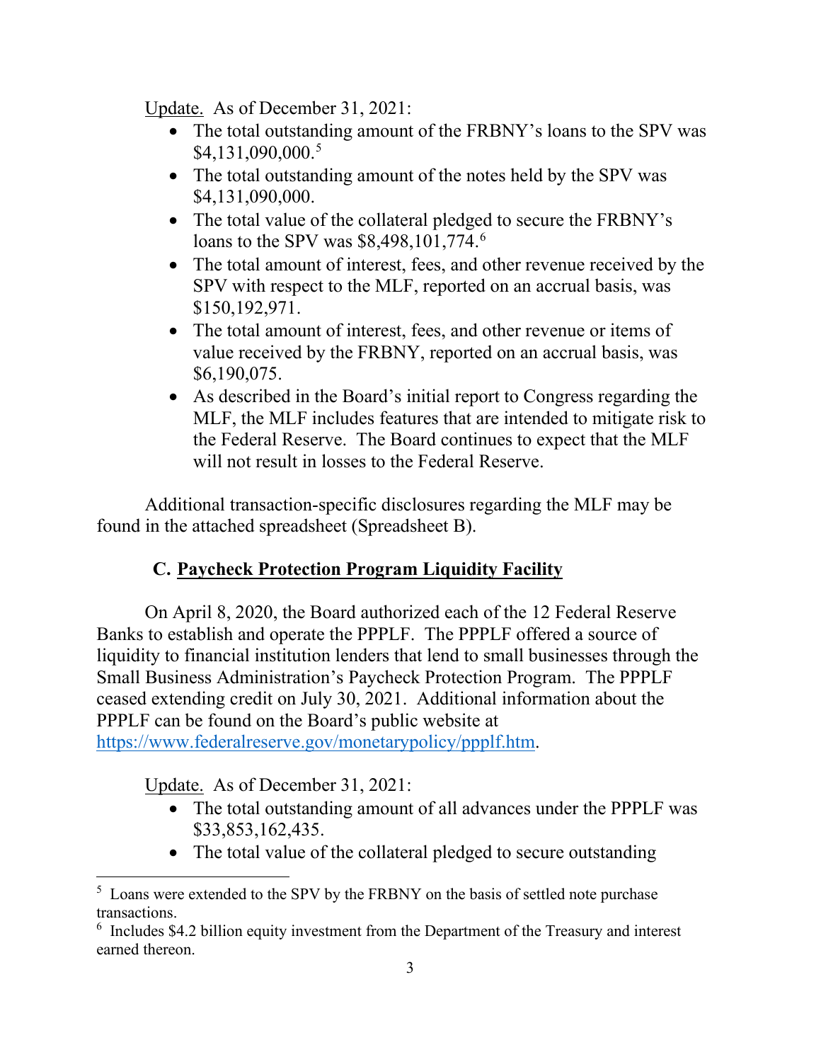Update. As of December 31, 2021:

- The total outstanding amount of the FRBNY's loans to the SPV was $4,131,090,000.[5]
- The total outstanding amount of the notes held by the SPV was $4,131,090,000.
- The total value of the collateral pledged to secure the FRBNY's loans to the SPV was $8,498,101,774.[6]
- The total amount of interest, fees, and other revenue received by the SPV with respect to the MLF, reported on an accrual basis, was $150,192,971.
- The total amount of interest, fees, and other revenue or items of value received by the FRBNY, reported on an accrual basis, was $6,190,075.
- As described in the Board's initial report to Congress regarding the MLF, the MLF includes features that are intended to mitigate risk to the Federal Reserve. The Board continues to expect that the MLF will not result in losses to the Federal Reserve.

Additional transaction-specific disclosures regarding the MLF may be found in the attached spreadsheet (Spreadsheet B).

### C. Paycheck Protection Program Liquidity Facility

On April 8, 2020, the Board authorized each of the 12 Federal Reserve Banks to establish and operate the PPPLF. The PPPLF offered a source of liquidity to financial institution lenders that lend to small businesses through the Small Business Administration's Paycheck Protection Program. The PPPLF ceased extending credit on July 30, 2021. Additional information about the PPPLF can be found on the Board's public website at https://www.federalreserve.gov/monetarypolicy/ppplf.htm.

Update. As of December 31, 2021:

- The total outstanding amount of all advances under the PPPLF was $33,853,162,435.
- The total value of the collateral pledged to secure outstanding

[5] Loans were extended to the SPV by the FRBNY on the basis of settled note purchase transactions.

[6] Includes $4.2 billion equity investment from the Department of the Treasury and interest earned thereon.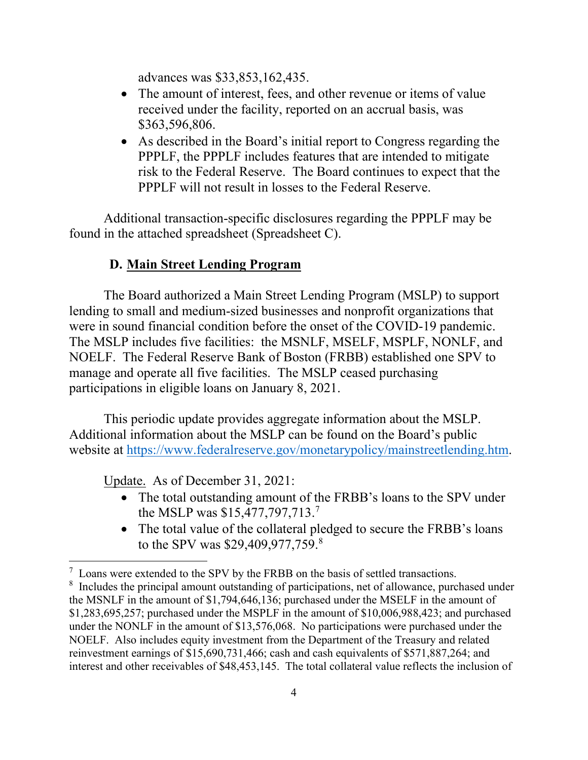advances was $33,853,162,435.

- The amount of interest, fees, and other revenue or items of value received under the facility, reported on an accrual basis, was $363,596,806.
- As described in the Board's initial report to Congress regarding the PPPLF, the PPPLF includes features that are intended to mitigate risk to the Federal Reserve. The Board continues to expect that the PPPLF will not result in losses to the Federal Reserve.

Additional transaction-specific disclosures regarding the PPPLF may be found in the attached spreadsheet (Spreadsheet C).

## D. Main Street Lending Program

The Board authorized a Main Street Lending Program (MSLP) to support lending to small and medium-sized businesses and nonprofit organizations that were in sound financial condition before the onset of the COVID-19 pandemic. The MSLP includes five facilities: the MSNLF, MSELF, MSPLF, NONLF, and NOELF. The Federal Reserve Bank of Boston (FRBB) established one SPV to manage and operate all five facilities. The MSLP ceased purchasing participations in eligible loans on January 8, 2021.

This periodic update provides aggregate information about the MSLP. Additional information about the MSLP can be found on the Board's public website at https://www.federalreserve.gov/monetarypolicy/mainstreetlending.htm.

Update. As of December 31, 2021:

- The total outstanding amount of the FRBB's loans to the SPV under the MSLP was $15,477,797,713.[7]
- The total value of the collateral pledged to secure the FRBB's loans to the SPV was $29,409,977,759.[8]

---

[7] Loans were extended to the SPV by the FRBB on the basis of settled transactions.

[8] Includes the principal amount outstanding of participations, net of allowance, purchased under the MSNLF in the amount of $1,794,646,136; purchased under the MSELF in the amount of $1,283,695,257; purchased under the MSPLF in the amount of $10,006,988,423; and purchased under the NONLF in the amount of $13,576,068. No participations were purchased under the NOELF. Also includes equity investment from the Department of the Treasury and related reinvestment earnings of $15,690,731,466; cash and cash equivalents of $571,887,264; and interest and other receivables of $48,453,145. The total collateral value reflects the inclusion of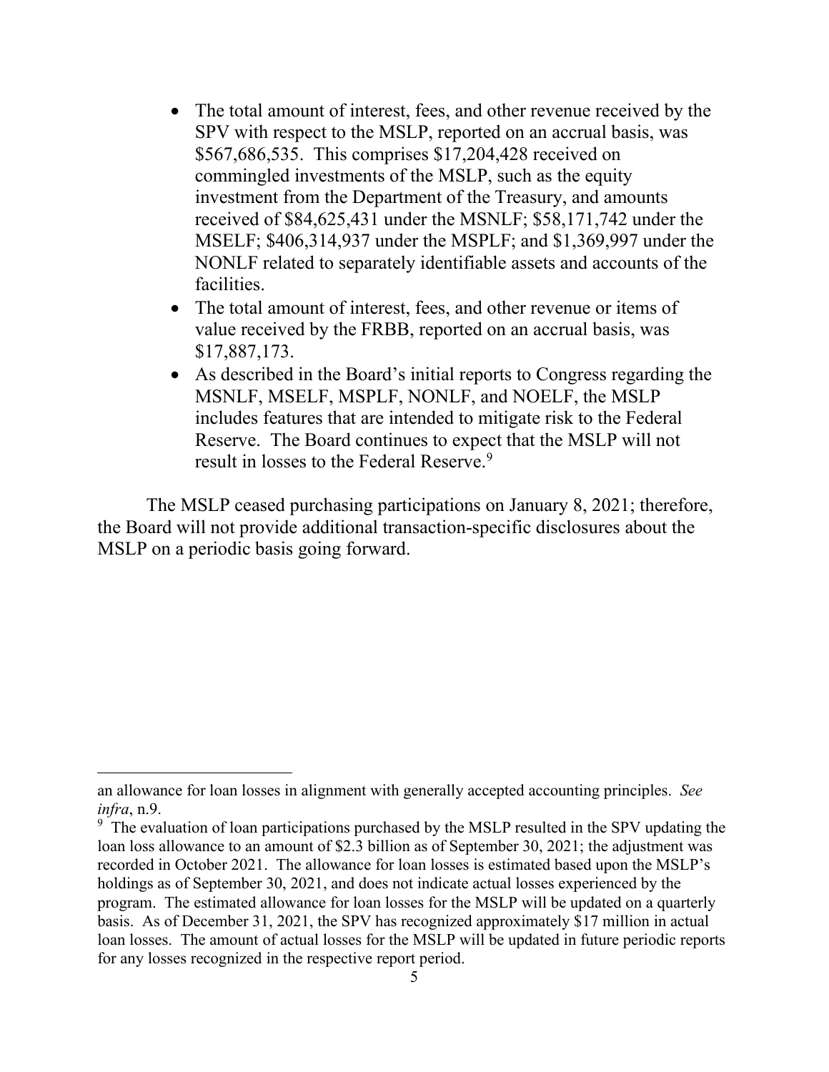- The total amount of interest, fees, and other revenue received by the SPV with respect to the MSLP, reported on an accrual basis, was $567,686,535. This comprises $17,204,428 received on commingled investments of the MSLP, such as the equity investment from the Department of the Treasury, and amounts received of $84,625,431 under the MSNLF; $58,171,742 under the MSELF; $406,314,937 under the MSPLF; and $1,369,997 under the NONLF related to separately identifiable assets and accounts of the facilities.
- The total amount of interest, fees, and other revenue or items of value received by the FRBB, reported on an accrual basis, was $17,887,173.
- As described in the Board's initial reports to Congress regarding the MSNLF, MSELF, MSPLF, NONLF, and NOELF, the MSLP includes features that are intended to mitigate risk to the Federal Reserve. The Board continues to expect that the MSLP will not result in losses to the Federal Reserve.[9]

The MSLP ceased purchasing participations on January 8, 2021; therefore, the Board will not provide additional transaction-specific disclosures about the MSLP on a periodic basis going forward.

---

an allowance for loan losses in alignment with generally accepted accounting principles. *See infra*, n.9.

[9] The evaluation of loan participations purchased by the MSLP resulted in the SPV updating the loan loss allowance to an amount of $2.3 billion as of September 30, 2021; the adjustment was recorded in October 2021. The allowance for loan losses is estimated based upon the MSLP's holdings as of September 30, 2021, and does not indicate actual losses experienced by the program. The estimated allowance for loan losses for the MSLP will be updated on a quarterly basis. As of December 31, 2021, the SPV has recognized approximately $17 million in actual loan losses. The amount of actual losses for the MSLP will be updated in future periodic reports for any losses recognized in the respective report period.